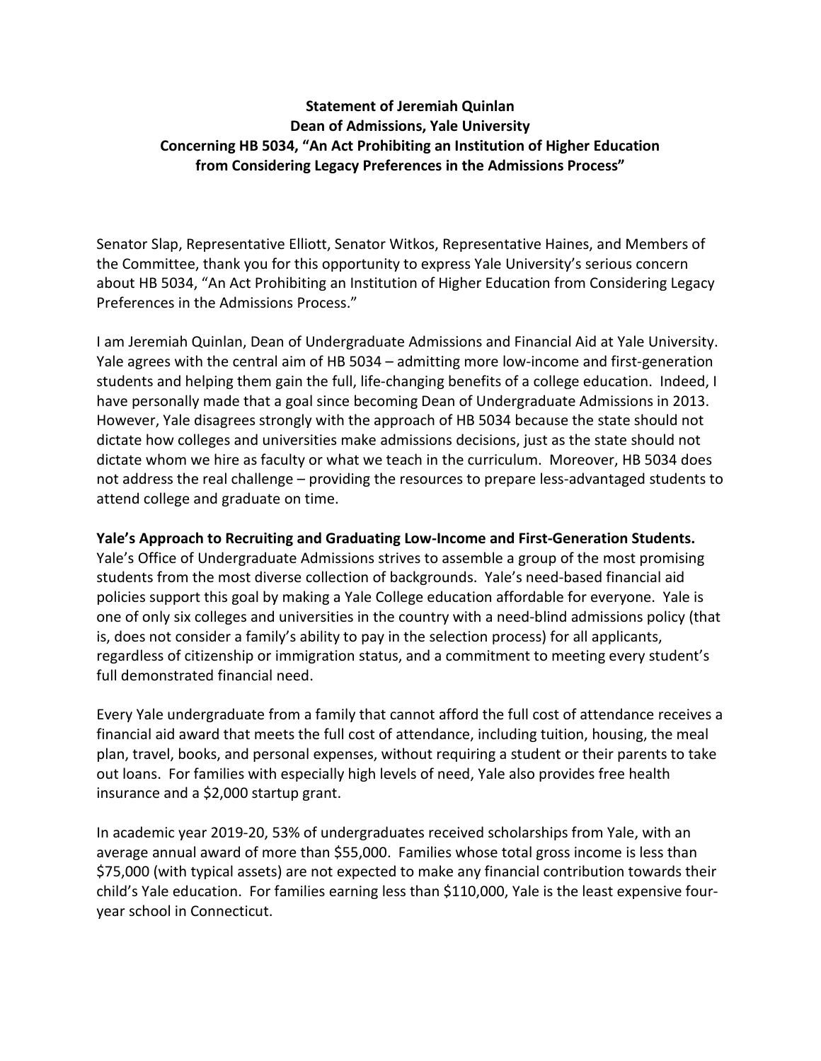**Statement of Jeremiah Quinlan**
**Dean of Admissions, Yale University**
**Concerning HB 5034, "An Act Prohibiting an Institution of Higher Education from Considering Legacy Preferences in the Admissions Process"**

Senator Slap, Representative Elliott, Senator Witkos, Representative Haines, and Members of the Committee, thank you for this opportunity to express Yale University's serious concern about HB 5034, "An Act Prohibiting an Institution of Higher Education from Considering Legacy Preferences in the Admissions Process."

I am Jeremiah Quinlan, Dean of Undergraduate Admissions and Financial Aid at Yale University. Yale agrees with the central aim of HB 5034 – admitting more low-income and first-generation students and helping them gain the full, life-changing benefits of a college education. Indeed, I have personally made that a goal since becoming Dean of Undergraduate Admissions in 2013. However, Yale disagrees strongly with the approach of HB 5034 because the state should not dictate how colleges and universities make admissions decisions, just as the state should not dictate whom we hire as faculty or what we teach in the curriculum. Moreover, HB 5034 does not address the real challenge – providing the resources to prepare less-advantaged students to attend college and graduate on time.

**Yale's Approach to Recruiting and Graduating Low-Income and First-Generation Students.**
Yale's Office of Undergraduate Admissions strives to assemble a group of the most promising students from the most diverse collection of backgrounds. Yale's need-based financial aid policies support this goal by making a Yale College education affordable for everyone. Yale is one of only six colleges and universities in the country with a need-blind admissions policy (that is, does not consider a family's ability to pay in the selection process) for all applicants, regardless of citizenship or immigration status, and a commitment to meeting every student's full demonstrated financial need.

Every Yale undergraduate from a family that cannot afford the full cost of attendance receives a financial aid award that meets the full cost of attendance, including tuition, housing, the meal plan, travel, books, and personal expenses, without requiring a student or their parents to take out loans. For families with especially high levels of need, Yale also provides free health insurance and a $2,000 startup grant.

In academic year 2019-20, 53% of undergraduates received scholarships from Yale, with an average annual award of more than $55,000. Families whose total gross income is less than $75,000 (with typical assets) are not expected to make any financial contribution towards their child's Yale education. For families earning less than $110,000, Yale is the least expensive four-year school in Connecticut.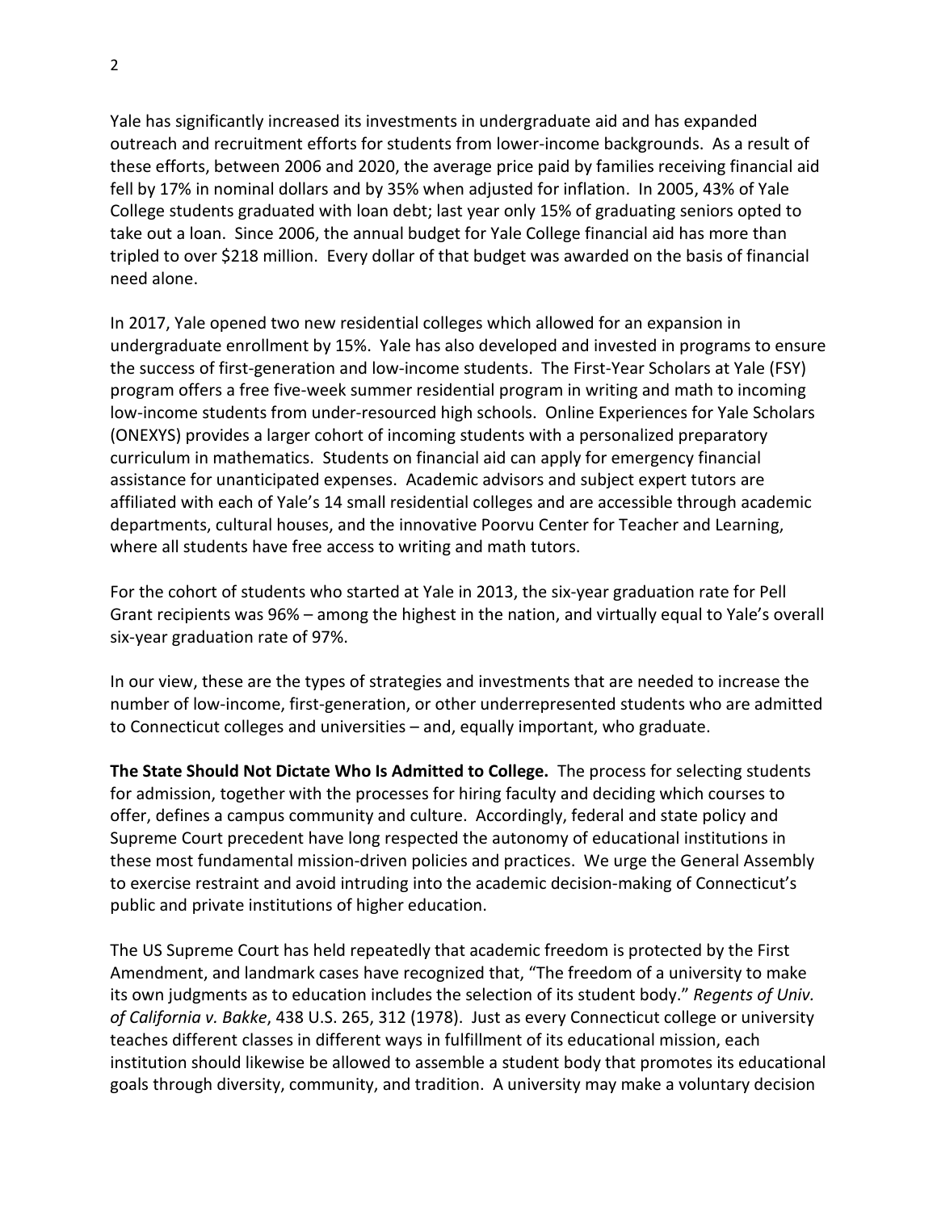Yale has significantly increased its investments in undergraduate aid and has expanded outreach and recruitment efforts for students from lower-income backgrounds. As a result of these efforts, between 2006 and 2020, the average price paid by families receiving financial aid fell by 17% in nominal dollars and by 35% when adjusted for inflation. In 2005, 43% of Yale College students graduated with loan debt; last year only 15% of graduating seniors opted to take out a loan. Since 2006, the annual budget for Yale College financial aid has more than tripled to over $218 million. Every dollar of that budget was awarded on the basis of financial need alone.

In 2017, Yale opened two new residential colleges which allowed for an expansion in undergraduate enrollment by 15%. Yale has also developed and invested in programs to ensure the success of first-generation and low-income students. The First-Year Scholars at Yale (FSY) program offers a free five-week summer residential program in writing and math to incoming low-income students from under-resourced high schools. Online Experiences for Yale Scholars (ONEXYS) provides a larger cohort of incoming students with a personalized preparatory curriculum in mathematics. Students on financial aid can apply for emergency financial assistance for unanticipated expenses. Academic advisors and subject expert tutors are affiliated with each of Yale's 14 small residential colleges and are accessible through academic departments, cultural houses, and the innovative Poorvu Center for Teacher and Learning, where all students have free access to writing and math tutors.

For the cohort of students who started at Yale in 2013, the six-year graduation rate for Pell Grant recipients was 96% – among the highest in the nation, and virtually equal to Yale's overall six-year graduation rate of 97%.

In our view, these are the types of strategies and investments that are needed to increase the number of low-income, first-generation, or other underrepresented students who are admitted to Connecticut colleges and universities – and, equally important, who graduate.

**The State Should Not Dictate Who Is Admitted to College.** The process for selecting students for admission, together with the processes for hiring faculty and deciding which courses to offer, defines a campus community and culture. Accordingly, federal and state policy and Supreme Court precedent have long respected the autonomy of educational institutions in these most fundamental mission-driven policies and practices. We urge the General Assembly to exercise restraint and avoid intruding into the academic decision-making of Connecticut's public and private institutions of higher education.

The US Supreme Court has held repeatedly that academic freedom is protected by the First Amendment, and landmark cases have recognized that, "The freedom of a university to make its own judgments as to education includes the selection of its student body." *Regents of Univ. of California v. Bakke*, 438 U.S. 265, 312 (1978). Just as every Connecticut college or university teaches different classes in different ways in fulfillment of its educational mission, each institution should likewise be allowed to assemble a student body that promotes its educational goals through diversity, community, and tradition. A university may make a voluntary decision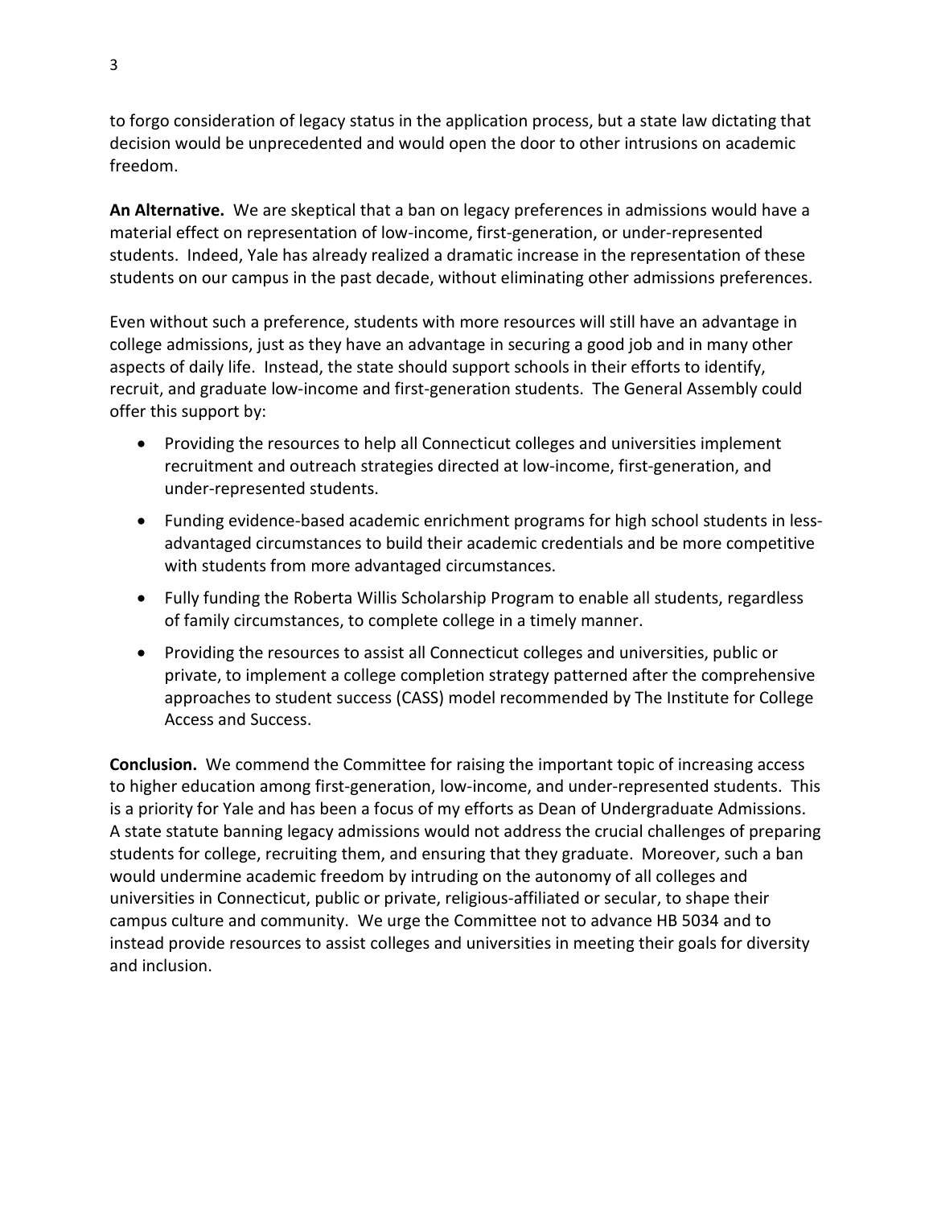to forgo consideration of legacy status in the application process, but a state law dictating that decision would be unprecedented and would open the door to other intrusions on academic freedom.

**An Alternative.** We are skeptical that a ban on legacy preferences in admissions would have a material effect on representation of low-income, first-generation, or under-represented students. Indeed, Yale has already realized a dramatic increase in the representation of these students on our campus in the past decade, without eliminating other admissions preferences.

Even without such a preference, students with more resources will still have an advantage in college admissions, just as they have an advantage in securing a good job and in many other aspects of daily life. Instead, the state should support schools in their efforts to identify, recruit, and graduate low-income and first-generation students. The General Assembly could offer this support by:

- Providing the resources to help all Connecticut colleges and universities implement recruitment and outreach strategies directed at low-income, first-generation, and under-represented students.
- Funding evidence-based academic enrichment programs for high school students in less-advantaged circumstances to build their academic credentials and be more competitive with students from more advantaged circumstances.
- Fully funding the Roberta Willis Scholarship Program to enable all students, regardless of family circumstances, to complete college in a timely manner.
- Providing the resources to assist all Connecticut colleges and universities, public or private, to implement a college completion strategy patterned after the comprehensive approaches to student success (CASS) model recommended by The Institute for College Access and Success.

**Conclusion.** We commend the Committee for raising the important topic of increasing access to higher education among first-generation, low-income, and under-represented students. This is a priority for Yale and has been a focus of my efforts as Dean of Undergraduate Admissions. A state statute banning legacy admissions would not address the crucial challenges of preparing students for college, recruiting them, and ensuring that they graduate. Moreover, such a ban would undermine academic freedom by intruding on the autonomy of all colleges and universities in Connecticut, public or private, religious-affiliated or secular, to shape their campus culture and community. We urge the Committee not to advance HB 5034 and to instead provide resources to assist colleges and universities in meeting their goals for diversity and inclusion.